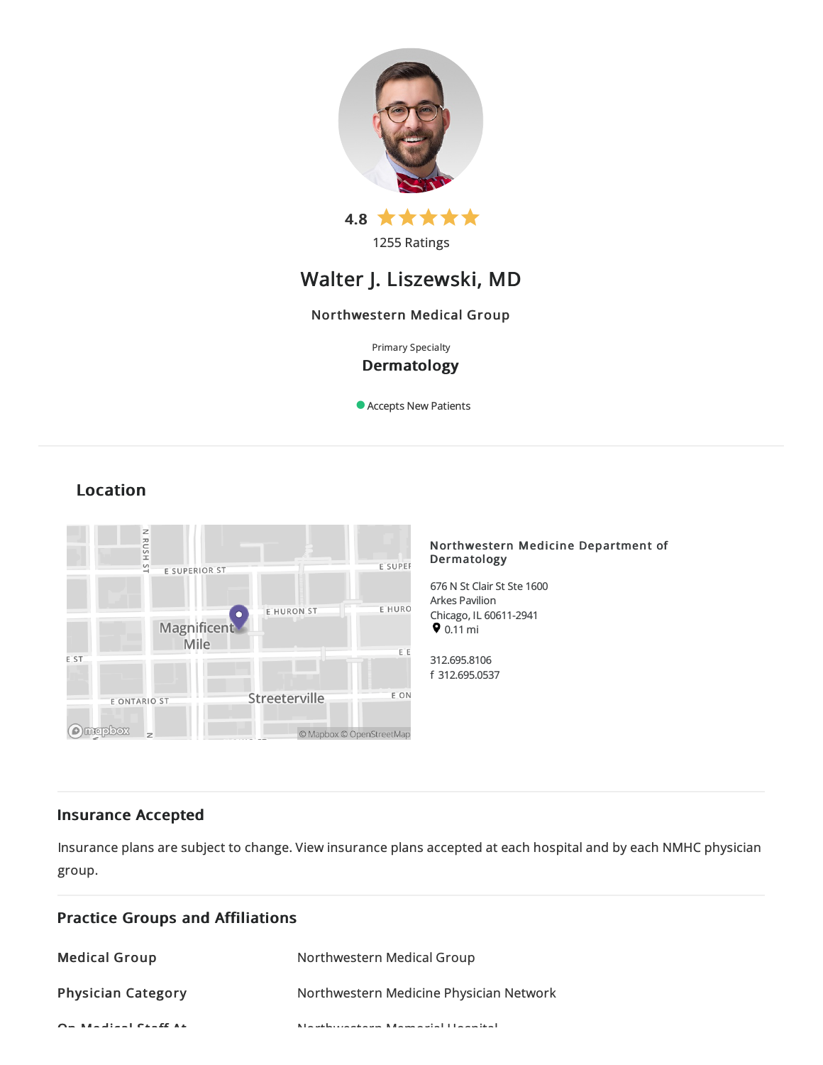4.8

1255 Ratings

# Walter J. Liszewski, MD

Northwestern Medical Group

Primary Specialty

**Dermatology**

Accepts New Patients

## Location

**Northwestern Medicine Department of Dermatology**

676 N St Clair St Ste 1600
Arkes Pavilion
Chicago, IL 60611-2941
0.11 mi

312.695.8106
f 312.695.0537

## Insurance Accepted

Insurance plans are subject to change. View insurance plans accepted at each hospital and by each NMHC physician group.

## Practice Groups and Affiliations

| | |
|---|---|
| **Medical Group** | Northwestern Medical Group |
| **Physician Category** | Northwestern Medicine Physician Network |
| **On Medical Staff At** | Northwestern Memorial Hospital |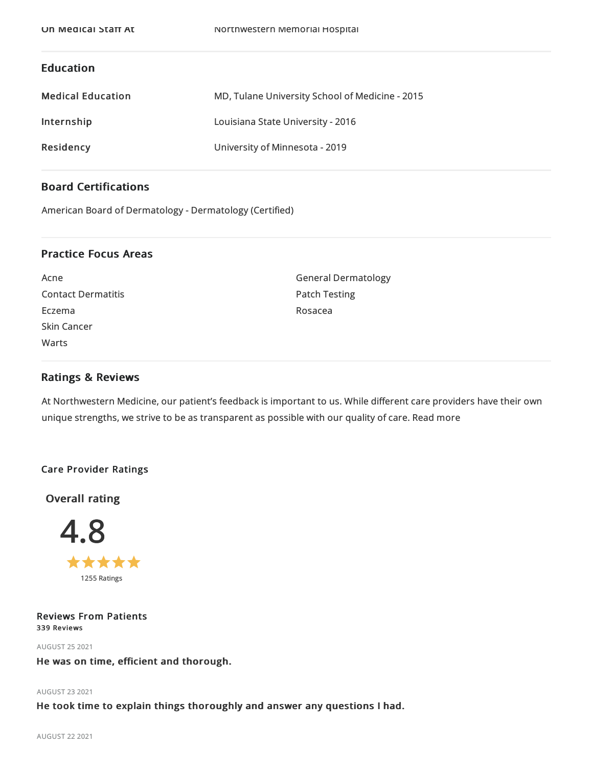| On Medical Staff At | Northwestern Memorial Hospital |
|---|---|

## Education

| | |
|---|---|
| **Medical Education** | MD, Tulane University School of Medicine - 2015 |
| **Internship** | Louisiana State University - 2016 |
| **Residency** | University of Minnesota - 2019 |

## Board Certifications

American Board of Dermatology - Dermatology (Certified)

## Practice Focus Areas

- Acne
- Contact Dermatitis
- Eczema
- Skin Cancer
- Warts
- General Dermatology
- Patch Testing
- Rosacea

## Ratings & Reviews

At Northwestern Medicine, our patient's feedback is important to us. While different care providers have their own unique strengths, we strive to be as transparent as possible with our quality of care. Read more

### Care Provider Ratings

**Overall rating**

4.8

★★★★★

1255 Ratings

### Reviews From Patients

**339 Reviews**

AUGUST 25 2021

**He was on time, efficient and thorough.**

AUGUST 23 2021

**He took time to explain things thoroughly and answer any questions I had.**

AUGUST 22 2021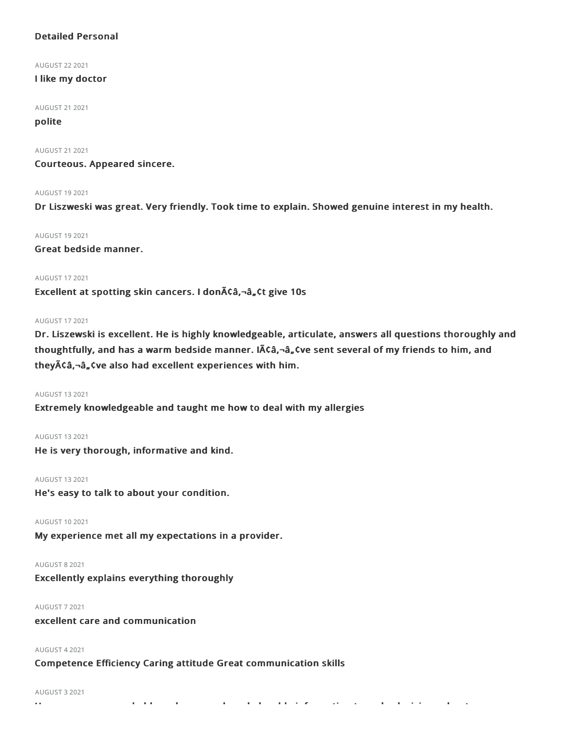**Detailed Personal**

AUGUST 22 2021

**I like my doctor**

AUGUST 21 2021

**polite**

AUGUST 21 2021

**Courteous. Appeared sincere.**

AUGUST 19 2021

**Dr Liszweski was great. Very friendly. Took time to explain. Showed genuine interest in my health.**

AUGUST 19 2021

**Great bedside manner.**

AUGUST 17 2021

**Excellent at spotting skin cancers. I donÃ¢â‚¬â„¢t give 10s**

AUGUST 17 2021

**Dr. Liszewski is excellent. He is highly knowledgeable, articulate, answers all questions thoroughly and thoughtfully, and has a warm bedside manner. IÃ¢â‚¬â„¢ve sent several of my friends to him, and theyÃ¢â‚¬â„¢ve also had excellent experiences with him.**

AUGUST 13 2021

**Extremely knowledgeable and taught me how to deal with my allergies**

AUGUST 13 2021

**He is very thorough, informative and kind.**

AUGUST 13 2021

**He's easy to talk to about your condition.**

AUGUST 10 2021

**My experience met all my expectations in a provider.**

AUGUST 8 2021

**Excellently explains everything thoroughly**

AUGUST 7 2021

**excellent care and communication**

AUGUST 4 2021

**Competence Efficiency Caring attitude Great communication skills**

AUGUST 3 2021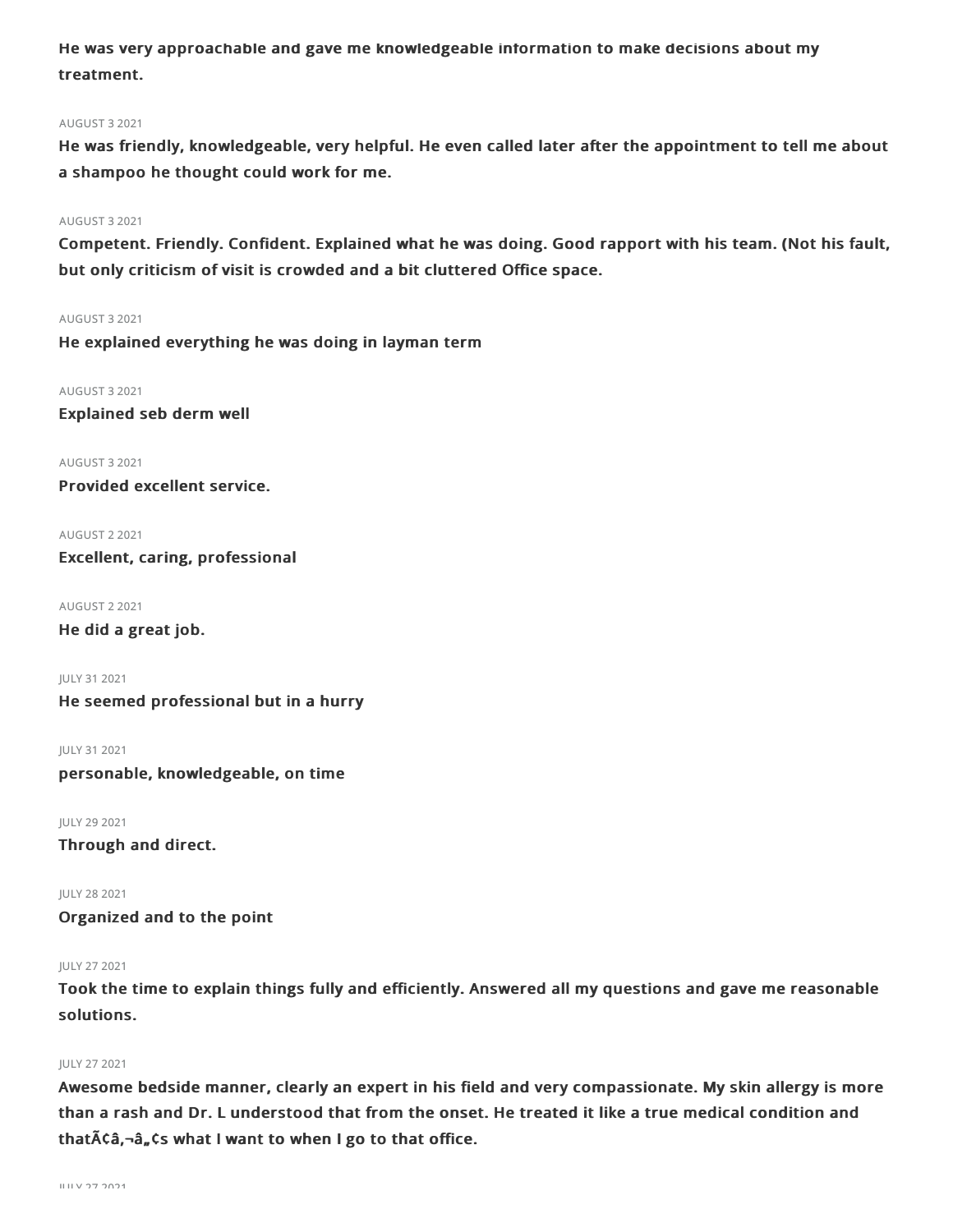**He was very approachable and gave me knowledgeable information to make decisions about my treatment.**

AUGUST 3 2021

**He was friendly, knowledgeable, very helpful. He even called later after the appointment to tell me about a shampoo he thought could work for me.**

AUGUST 3 2021

**Competent. Friendly. Confident. Explained what he was doing. Good rapport with his team. (Not his fault, but only criticism of visit is crowded and a bit cluttered Office space.**

AUGUST 3 2021

**He explained everything he was doing in layman term**

AUGUST 3 2021

**Explained seb derm well**

AUGUST 3 2021

**Provided excellent service.**

AUGUST 2 2021

**Excellent, caring, professional**

AUGUST 2 2021

**He did a great job.**

JULY 31 2021

**He seemed professional but in a hurry**

JULY 31 2021

**personable, knowledgeable, on time**

JULY 29 2021

**Through and direct.**

JULY 28 2021

**Organized and to the point**

JULY 27 2021

**Took the time to explain things fully and efficiently. Answered all my questions and gave me reasonable solutions.**

JULY 27 2021

**Awesome bedside manner, clearly an expert in his field and very compassionate. My skin allergy is more than a rash and Dr. L understood that from the onset. He treated it like a true medical condition and thatÃ¢â‚¬â„¢s what I want to when I go to that office.**

JULY 27 2021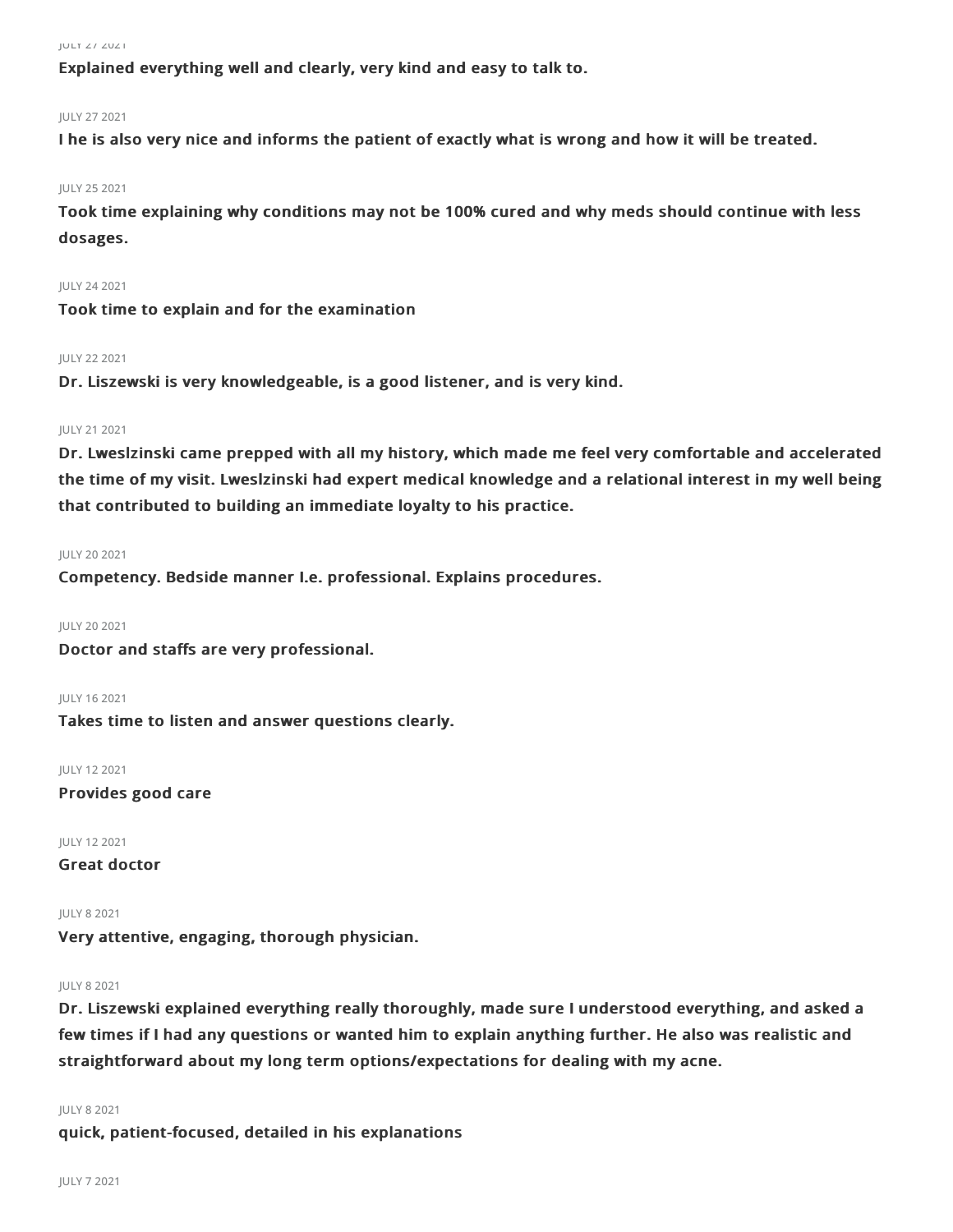JULY 27 2021

**Explained everything well and clearly, very kind and easy to talk to.**

JULY 27 2021

**I he is also very nice and informs the patient of exactly what is wrong and how it will be treated.**

JULY 25 2021

**Took time explaining why conditions may not be 100% cured and why meds should continue with less dosages.**

JULY 24 2021

**Took time to explain and for the examination**

JULY 22 2021

**Dr. Liszewski is very knowledgeable, is a good listener, and is very kind.**

JULY 21 2021

**Dr. Lweslzinski came prepped with all my history, which made me feel very comfortable and accelerated the time of my visit. Lweslzinski had expert medical knowledge and a relational interest in my well being that contributed to building an immediate loyalty to his practice.**

JULY 20 2021

**Competency. Bedside manner I.e. professional. Explains procedures.**

JULY 20 2021

**Doctor and staffs are very professional.**

JULY 16 2021

**Takes time to listen and answer questions clearly.**

JULY 12 2021

**Provides good care**

JULY 12 2021

**Great doctor**

JULY 8 2021

**Very attentive, engaging, thorough physician.**

JULY 8 2021

**Dr. Liszewski explained everything really thoroughly, made sure I understood everything, and asked a few times if I had any questions or wanted him to explain anything further. He also was realistic and straightforward about my long term options/expectations for dealing with my acne.**

JULY 8 2021

**quick, patient-focused, detailed in his explanations**

JULY 7 2021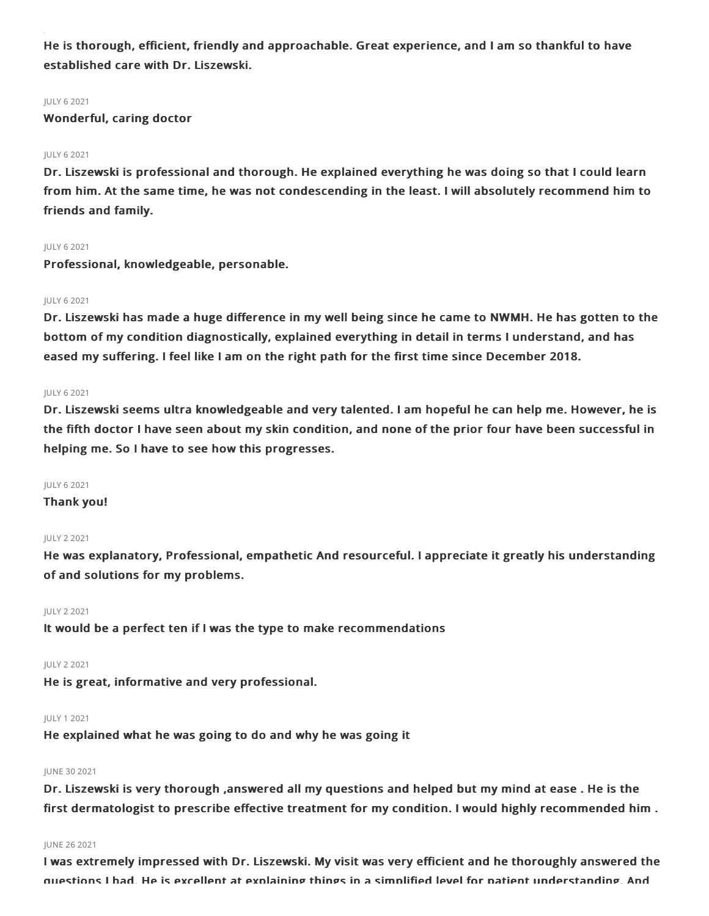**He is thorough, efficient, friendly and approachable. Great experience, and I am so thankful to have established care with Dr. Liszewski.**

JULY 6 2021

**Wonderful, caring doctor**

JULY 6 2021

**Dr. Liszewski is professional and thorough. He explained everything he was doing so that I could learn from him. At the same time, he was not condescending in the least. I will absolutely recommend him to friends and family.**

JULY 6 2021

**Professional, knowledgeable, personable.**

JULY 6 2021

**Dr. Liszewski has made a huge difference in my well being since he came to NWMH. He has gotten to the bottom of my condition diagnostically, explained everything in detail in terms I understand, and has eased my suffering. I feel like I am on the right path for the first time since December 2018.**

JULY 6 2021

**Dr. Liszewski seems ultra knowledgeable and very talented. I am hopeful he can help me. However, he is the fifth doctor I have seen about my skin condition, and none of the prior four have been successful in helping me. So I have to see how this progresses.**

JULY 6 2021

**Thank you!**

JULY 2 2021

**He was explanatory, Professional, empathetic And resourceful. I appreciate it greatly his understanding of and solutions for my problems.**

JULY 2 2021

**It would be a perfect ten if I was the type to make recommendations**

JULY 2 2021

**He is great, informative and very professional.**

JULY 1 2021

**He explained what he was going to do and why he was going it**

JUNE 30 2021

**Dr. Liszewski is very thorough ,answered all my questions and helped but my mind at ease . He is the first dermatologist to prescribe effective treatment for my condition. I would highly recommended him .**

JUNE 26 2021

**I was extremely impressed with Dr. Liszewski. My visit was very efficient and he thoroughly answered the questions I had. He is excellent at explaining things in a simplified level for patient understanding. And**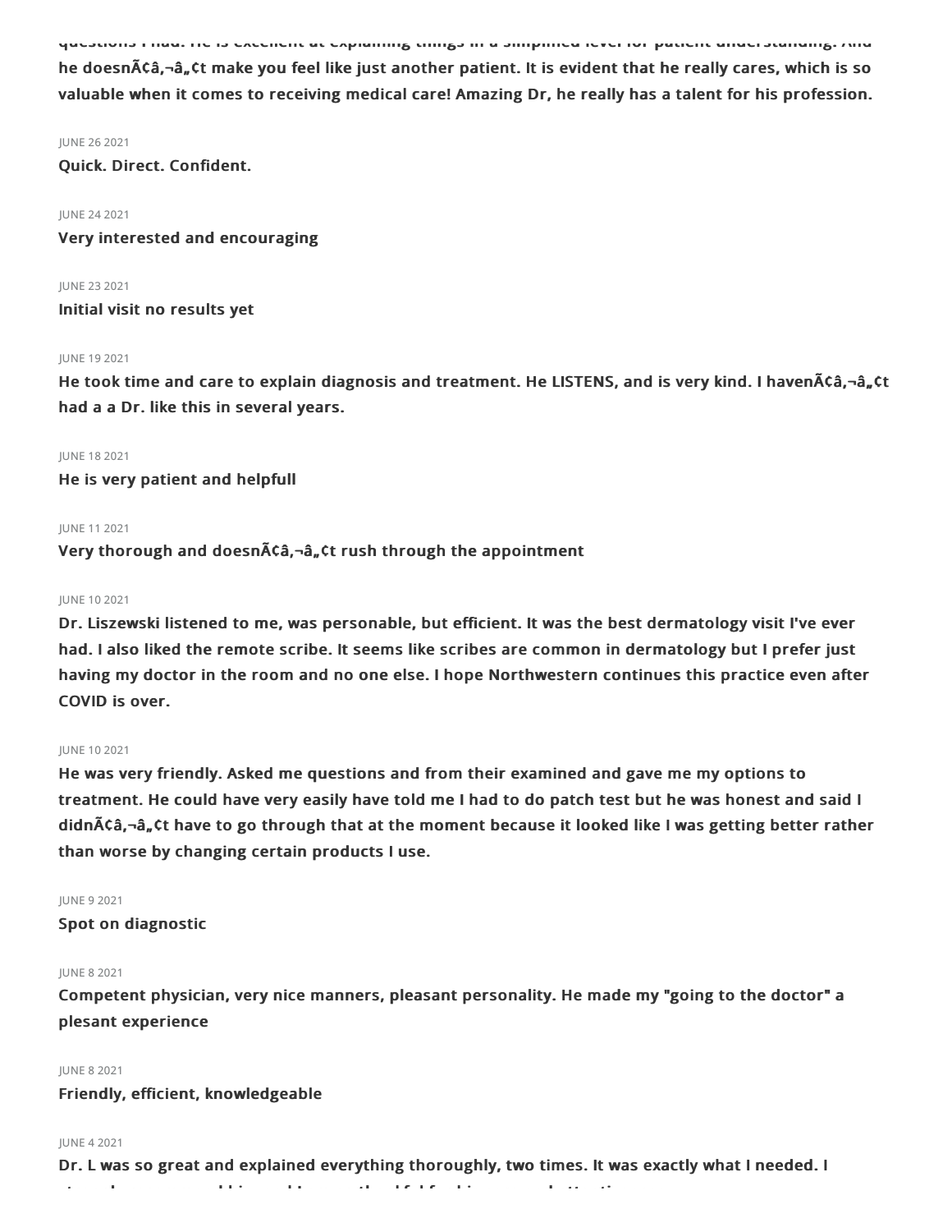questions I had. He is excellent at explaining things in a simplified level for patient understanding. And he doesnÃ¢â‚¬â„¢t make you feel like just another patient. It is evident that he really cares, which is so valuable when it comes to receiving medical care! Amazing Dr, he really has a talent for his profession.

JUNE 26 2021

**Quick. Direct. Confident.**

JUNE 24 2021

**Very interested and encouraging**

JUNE 23 2021

**Initial visit no results yet**

JUNE 19 2021

**He took time and care to explain diagnosis and treatment. He LISTENS, and is very kind. I havenÃ¢â‚¬â„¢t had a a Dr. like this in several years.**

JUNE 18 2021

**He is very patient and helpfull**

JUNE 11 2021

**Very thorough and doesnÃ¢â‚¬â„¢t rush through the appointment**

JUNE 10 2021

**Dr. Liszewski listened to me, was personable, but efficient. It was the best dermatology visit I've ever had. I also liked the remote scribe. It seems like scribes are common in dermatology but I prefer just having my doctor in the room and no one else. I hope Northwestern continues this practice even after COVID is over.**

JUNE 10 2021

**He was very friendly. Asked me questions and from their examined and gave me my options to treatment. He could have very easily have told me I had to do patch test but he was honest and said I didnÃ¢â‚¬â„¢t have to go through that at the moment because it looked like I was getting better rather than worse by changing certain products I use.**

JUNE 9 2021

**Spot on diagnostic**

JUNE 8 2021

**Competent physician, very nice manners, pleasant personality. He made my "going to the doctor" a plesant experience**

JUNE 8 2021

**Friendly, efficient, knowledgeable**

JUNE 4 2021

**Dr. L was so great and explained everything thoroughly, two times. It was exactly what I needed. I**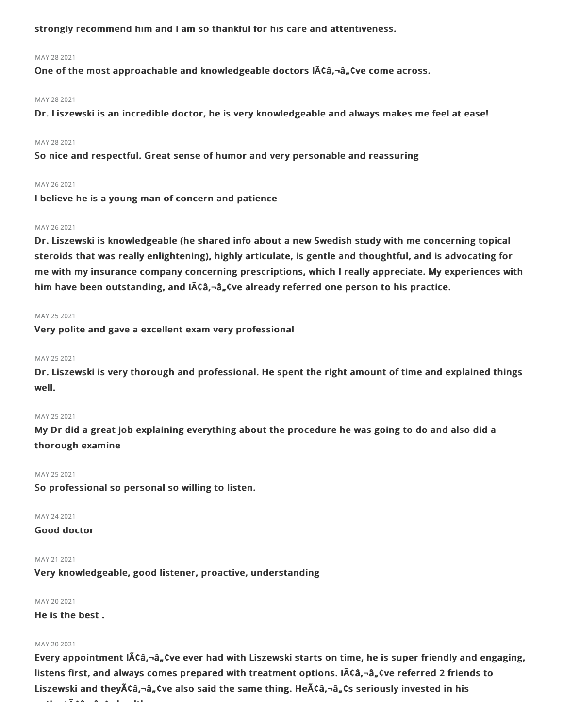strongly recommend him and I am so thankful for his care and attentiveness.

MAY 28 2021

**One of the most approachable and knowledgeable doctors IÃ¢â‚¬â„¢ve come across.**

MAY 28 2021

**Dr. Liszewski is an incredible doctor, he is very knowledgeable and always makes me feel at ease!**

MAY 28 2021

**So nice and respectful. Great sense of humor and very personable and reassuring**

MAY 26 2021

**I believe he is a young man of concern and patience**

MAY 26 2021

**Dr. Liszewski is knowledgeable (he shared info about a new Swedish study with me concerning topical steroids that was really enlightening), highly articulate, is gentle and thoughtful, and is advocating for me with my insurance company concerning prescriptions, which I really appreciate. My experiences with him have been outstanding, and IÃ¢â‚¬â„¢ve already referred one person to his practice.**

MAY 25 2021

**Very polite and gave a excellent exam very professional**

MAY 25 2021

**Dr. Liszewski is very thorough and professional. He spent the right amount of time and explained things well.**

MAY 25 2021

**My Dr did a great job explaining everything about the procedure he was going to do and also did a thorough examine**

MAY 25 2021

**So professional so personal so willing to listen.**

MAY 24 2021

**Good doctor**

MAY 21 2021

**Very knowledgeable, good listener, proactive, understanding**

MAY 20 2021

**He is the best .**

MAY 20 2021

**Every appointment IÃ¢â‚¬â„¢ve ever had with Liszewski starts on time, he is super friendly and engaging, listens first, and always comes prepared with treatment options. IÃ¢â‚¬â„¢ve referred 2 friends to Liszewski and theyÃ¢â‚¬â„¢ve also said the same thing. HeÃ¢â‚¬â„¢s seriously invested in his patientsÃ¢â‚¬â„¢ health.**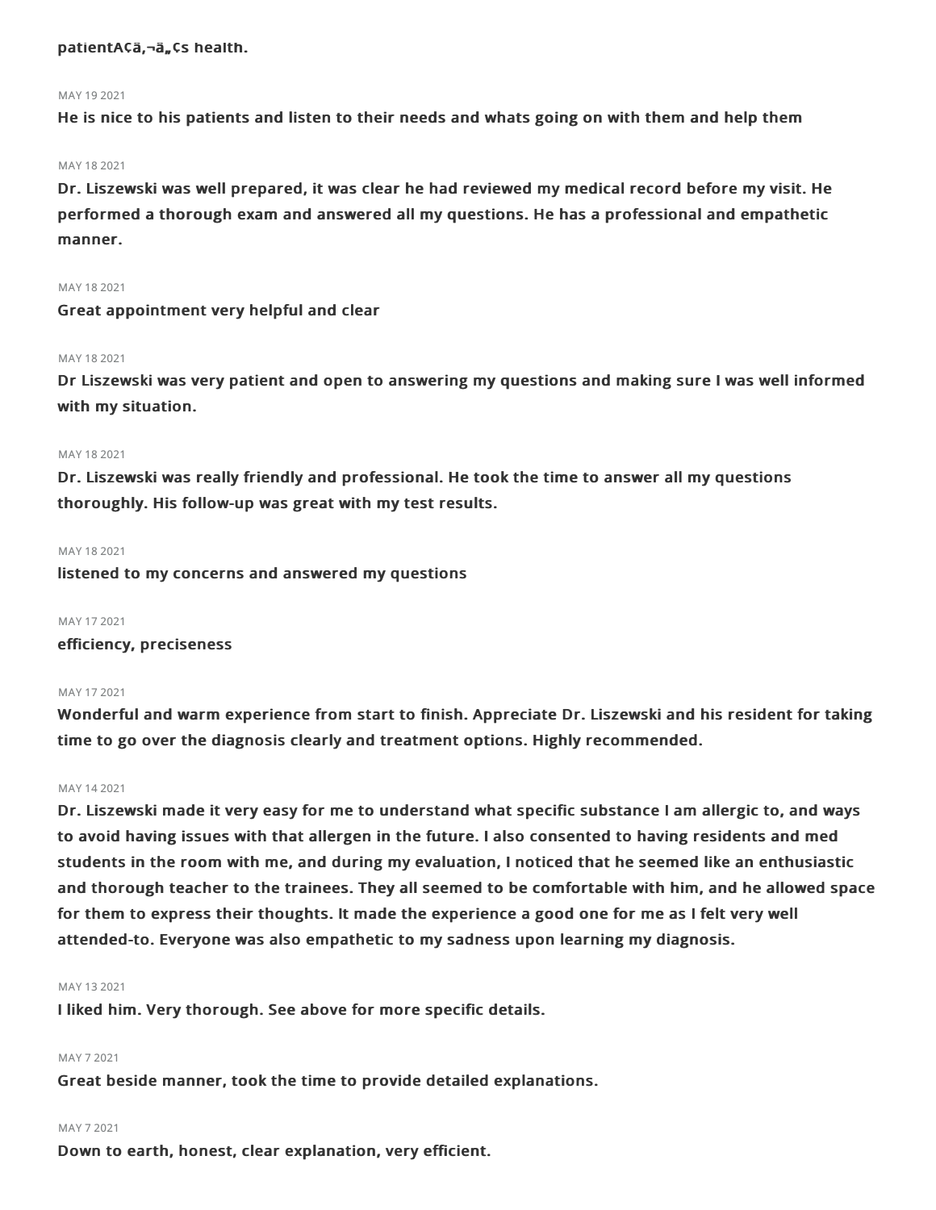**patientÃ¢â‚¬â„¢s health.**

MAY 19 2021

**He is nice to his patients and listen to their needs and whats going on with them and help them**

MAY 18 2021

**Dr. Liszewski was well prepared, it was clear he had reviewed my medical record before my visit. He performed a thorough exam and answered all my questions. He has a professional and empathetic manner.**

MAY 18 2021

**Great appointment very helpful and clear**

MAY 18 2021

**Dr Liszewski was very patient and open to answering my questions and making sure I was well informed with my situation.**

MAY 18 2021

**Dr. Liszewski was really friendly and professional. He took the time to answer all my questions thoroughly. His follow-up was great with my test results.**

MAY 18 2021

**listened to my concerns and answered my questions**

MAY 17 2021

**efficiency, preciseness**

MAY 17 2021

**Wonderful and warm experience from start to finish. Appreciate Dr. Liszewski and his resident for taking time to go over the diagnosis clearly and treatment options. Highly recommended.**

MAY 14 2021

**Dr. Liszewski made it very easy for me to understand what specific substance I am allergic to, and ways to avoid having issues with that allergen in the future. I also consented to having residents and med students in the room with me, and during my evaluation, I noticed that he seemed like an enthusiastic and thorough teacher to the trainees. They all seemed to be comfortable with him, and he allowed space for them to express their thoughts. It made the experience a good one for me as I felt very well attended-to. Everyone was also empathetic to my sadness upon learning my diagnosis.**

MAY 13 2021

**I liked him. Very thorough. See above for more specific details.**

MAY 7 2021

**Great beside manner, took the time to provide detailed explanations.**

MAY 7 2021

**Down to earth, honest, clear explanation, very efficient.**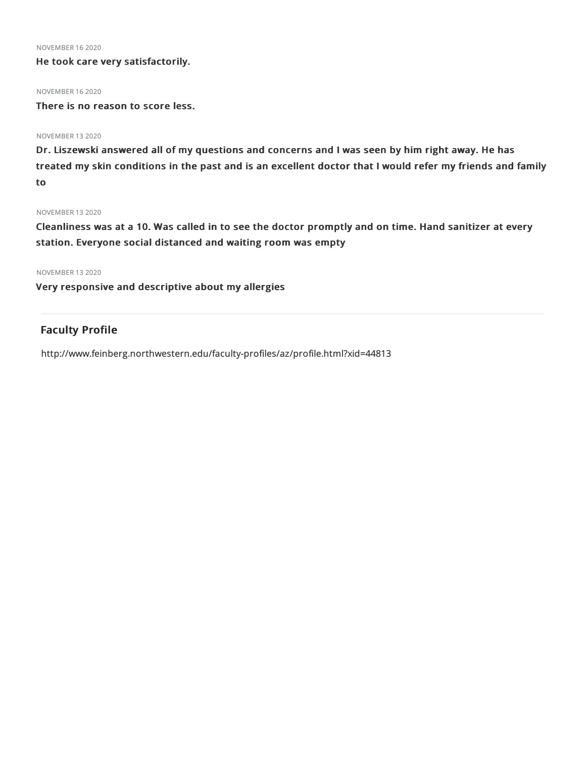NOVEMBER 16 2020

**He took care very satisfactorily.**

NOVEMBER 16 2020

**There is no reason to score less.**

NOVEMBER 13 2020

**Dr. Liszewski answered all of my questions and concerns and I was seen by him right away. He has treated my skin conditions in the past and is an excellent doctor that I would refer my friends and family to**

NOVEMBER 13 2020

**Cleanliness was at a 10. Was called in to see the doctor promptly and on time. Hand sanitizer at every station. Everyone social distanced and waiting room was empty**

NOVEMBER 13 2020

**Very responsive and descriptive about my allergies**

## Faculty Profile

http://www.feinberg.northwestern.edu/faculty-profiles/az/profile.html?xid=44813